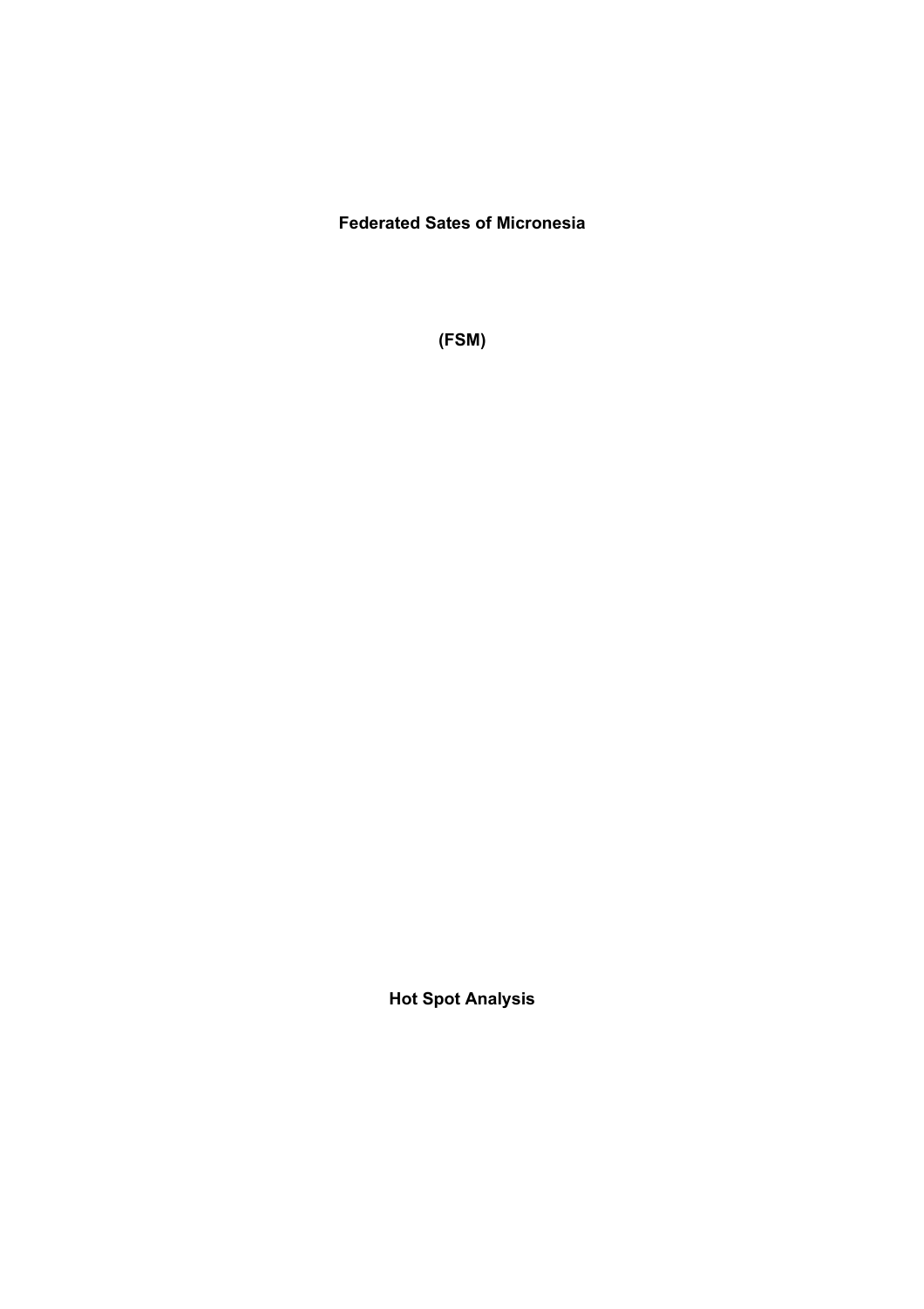# Federated Sates of Micronesia

# (FSM)

# Hot Spot Analysis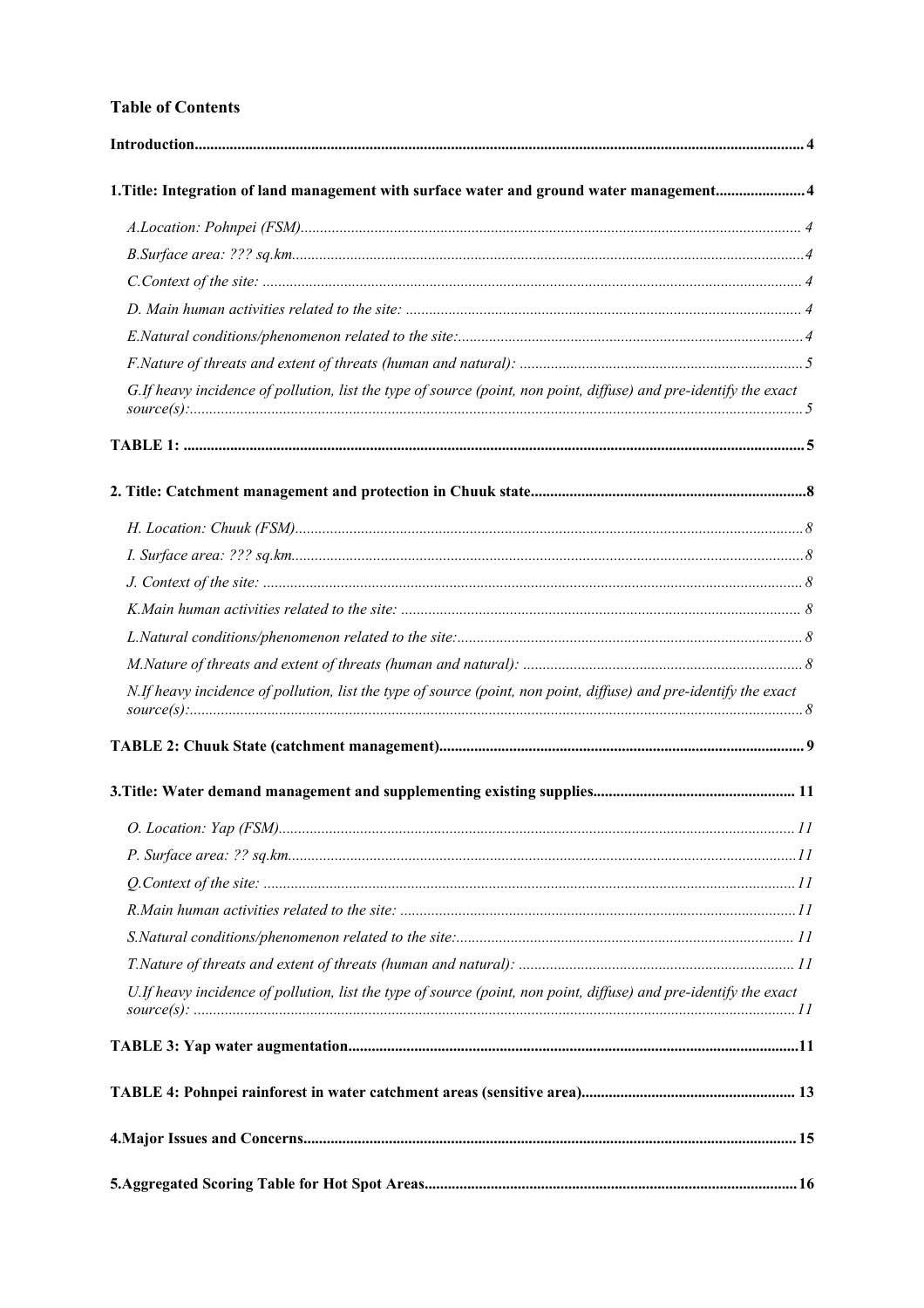## Table of Contents

**Introduction** ..... 4

**1.Title: Integration of land management with surface water and ground water management** ..... 4

- *A.Location: Pohnpei (FSM)* ..... 4
- *B.Surface area: ??? sq.km.* ..... 4
- *C.Context of the site:* ..... 4
- *D. Main human activities related to the site:* ..... 4
- *E.Natural conditions/phenomenon related to the site:* ..... 4
- *F.Nature of threats and extent of threats (human and natural):* ..... 5
- *G.If heavy incidence of pollution, list the type of source (point, non point, diffuse) and pre-identify the exact source(s):* ..... 5

**TABLE 1:** ..... 5

**2. Title: Catchment management and protection in Chuuk state** ..... 8

- *H. Location: Chuuk (FSM)* ..... 8
- *I. Surface area: ??? sq.km.* ..... 8
- *J. Context of the site:* ..... 8
- *K.Main human activities related to the site:* ..... 8
- *L.Natural conditions/phenomenon related to the site:* ..... 8
- *M.Nature of threats and extent of threats (human and natural):* ..... 8
- *N.If heavy incidence of pollution, list the type of source (point, non point, diffuse) and pre-identify the exact source(s):* ..... 8

**TABLE 2: Chuuk State (catchment management)** ..... 9

**3.Title: Water demand management and supplementing existing supplies** ..... 11

- *O. Location: Yap (FSM)* ..... 11
- *P. Surface area: ?? sq.km.* ..... 11
- *Q.Context of the site:* ..... 11
- *R.Main human activities related to the site:* ..... 11
- *S.Natural conditions/phenomenon related to the site:* ..... 11
- *T.Nature of threats and extent of threats (human and natural):* ..... 11
- *U.If heavy incidence of pollution, list the type of source (point, non point, diffuse) and pre-identify the exact source(s):* ..... 11

**TABLE 3: Yap water augmentation** ..... 11

**TABLE 4: Pohnpei rainforest in water catchment areas (sensitive area)** ..... 13

**4.Major Issues and Concerns** ..... 15

**5.Aggregated Scoring Table for Hot Spot Areas** ..... 16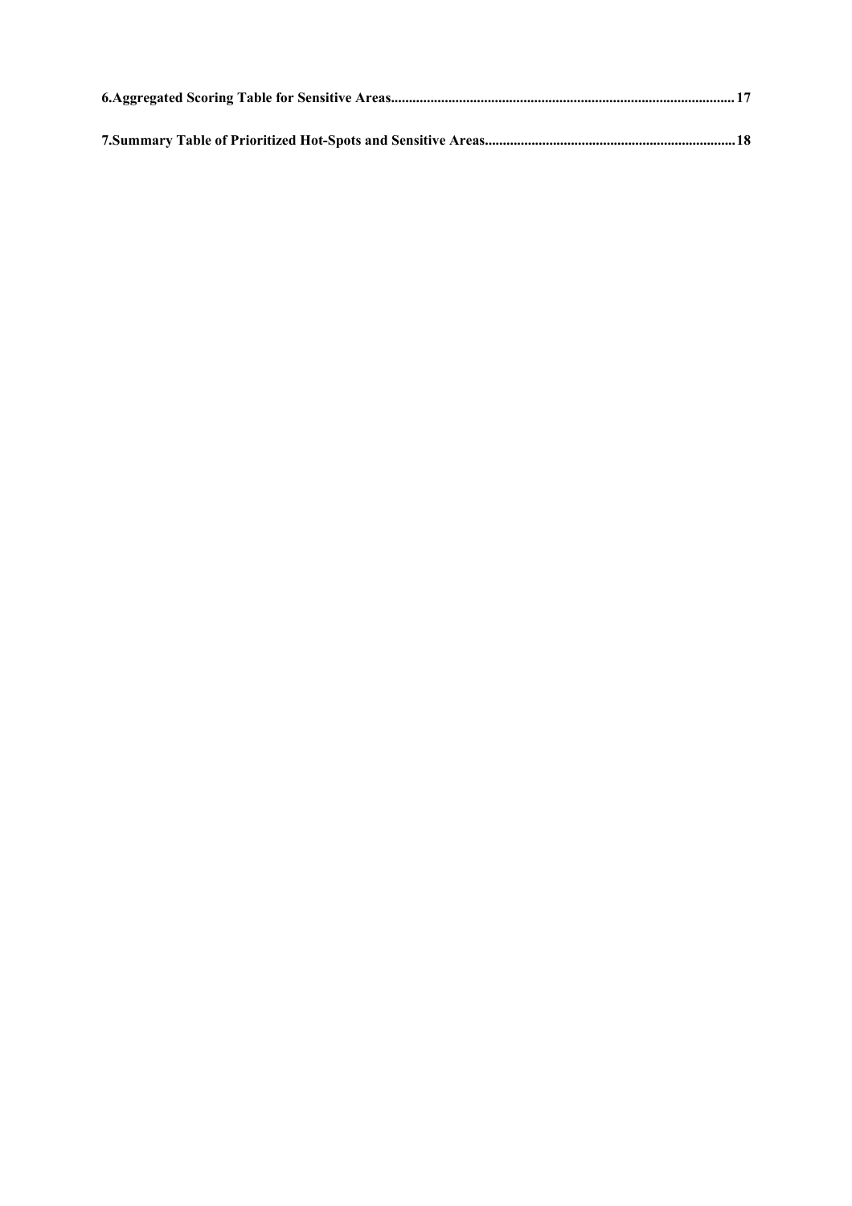**6.Aggregated Scoring Table for Sensitive Areas................................................................................................17**

**7.Summary Table of Prioritized Hot-Spots and Sensitive Areas......................................................................18**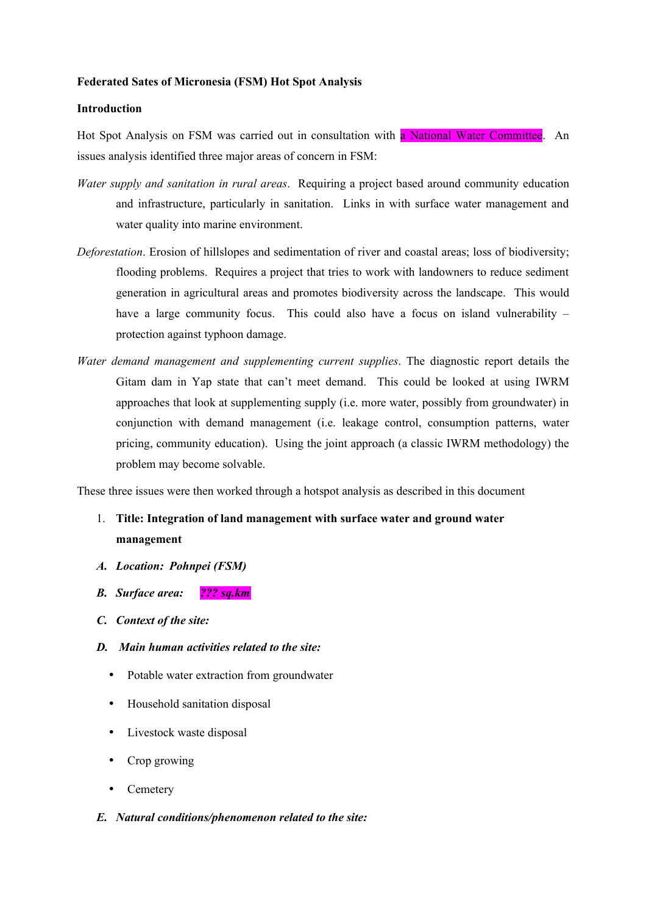**Federated Sates of Micronesia (FSM) Hot Spot Analysis**

**Introduction**

Hot Spot Analysis on FSM was carried out in consultation with a National Water Committee. An issues analysis identified three major areas of concern in FSM:

*Water supply and sanitation in rural areas*. Requiring a project based around community education and infrastructure, particularly in sanitation. Links in with surface water management and water quality into marine environment.

*Deforestation*. Erosion of hillslopes and sedimentation of river and coastal areas; loss of biodiversity; flooding problems. Requires a project that tries to work with landowners to reduce sediment generation in agricultural areas and promotes biodiversity across the landscape. This would have a large community focus. This could also have a focus on island vulnerability – protection against typhoon damage.

*Water demand management and supplementing current supplies*. The diagnostic report details the Gitam dam in Yap state that can't meet demand. This could be looked at using IWRM approaches that look at supplementing supply (i.e. more water, possibly from groundwater) in conjunction with demand management (i.e. leakage control, consumption patterns, water pricing, community education). Using the joint approach (a classic IWRM methodology) the problem may become solvable.

These three issues were then worked through a hotspot analysis as described in this document

1. **Title: Integration of land management with surface water and ground water management**

A. ***Location: Pohnpei (FSM)***

B. ***Surface area: ??? sq.km***

C. ***Context of the site:***

D. ***Main human activities related to the site:***

- Potable water extraction from groundwater
- Household sanitation disposal
- Livestock waste disposal
- Crop growing
- Cemetery

E. ***Natural conditions/phenomenon related to the site:***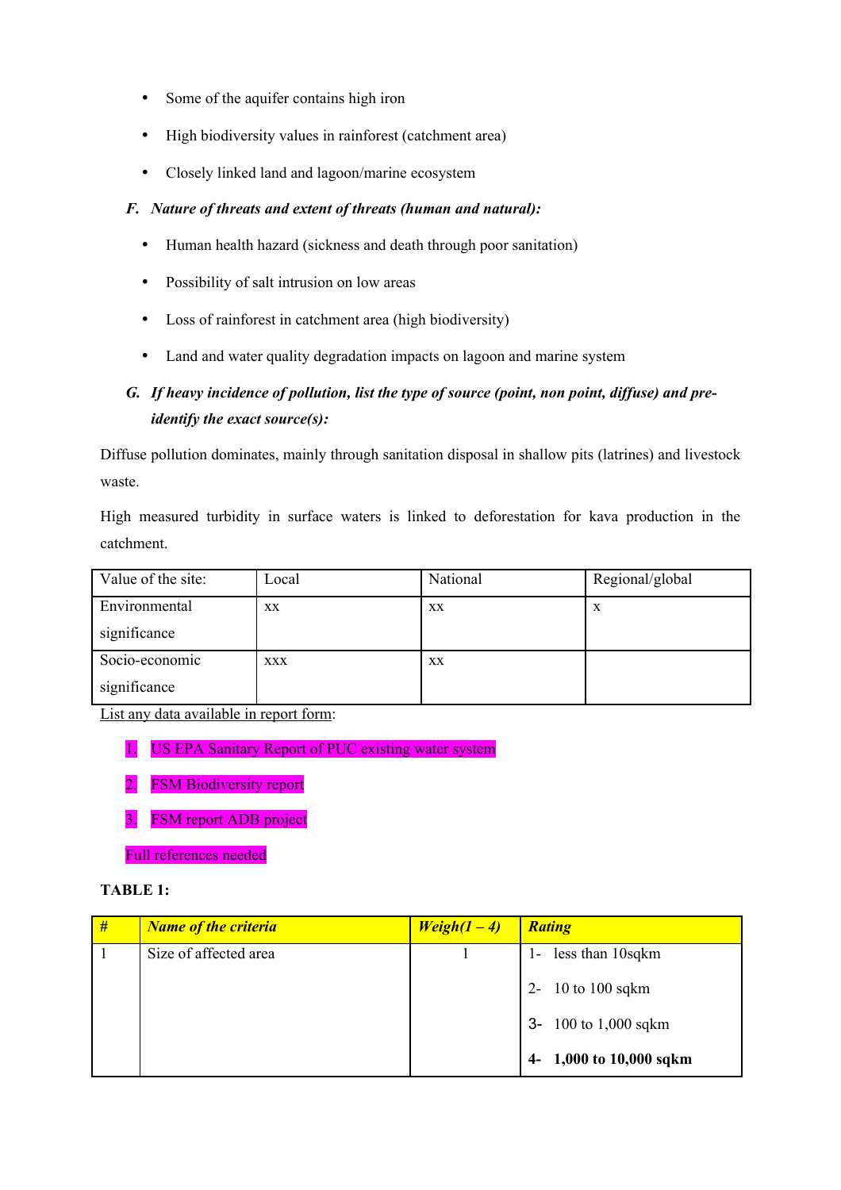- Some of the aquifer contains high iron
- High biodiversity values in rainforest (catchment area)
- Closely linked land and lagoon/marine ecosystem

***F. Nature of threats and extent of threats (human and natural):***

- Human health hazard (sickness and death through poor sanitation)
- Possibility of salt intrusion on low areas
- Loss of rainforest in catchment area (high biodiversity)
- Land and water quality degradation impacts on lagoon and marine system

***G. If heavy incidence of pollution, list the type of source (point, non point, diffuse) and pre-identify the exact source(s):***

Diffuse pollution dominates, mainly through sanitation disposal in shallow pits (latrines) and livestock waste.

High measured turbidity in surface waters is linked to deforestation for kava production in the catchment.

| Value of the site: | Local | National | Regional/global |
|---|---|---|---|
| Environmental significance | xx | xx | x |
| Socio-economic significance | xxx | xx | |

List any data available in report form:

1. US EPA Sanitary Report of PUC existing water system
2. FSM Biodiversity report
3. FSM report ADB project

Full references needed

**TABLE 1:**

| # | *Name of the criteria* | *Weigh(1 – 4)* | *Rating* |
|---|---|---|---|
| 1 | Size of affected area | 1 | 1- less than 10sqkm<br>2- 10 to 100 sqkm<br>3- 100 to 1,000 sqkm<br>**4- 1,000 to 10,000 sqkm** |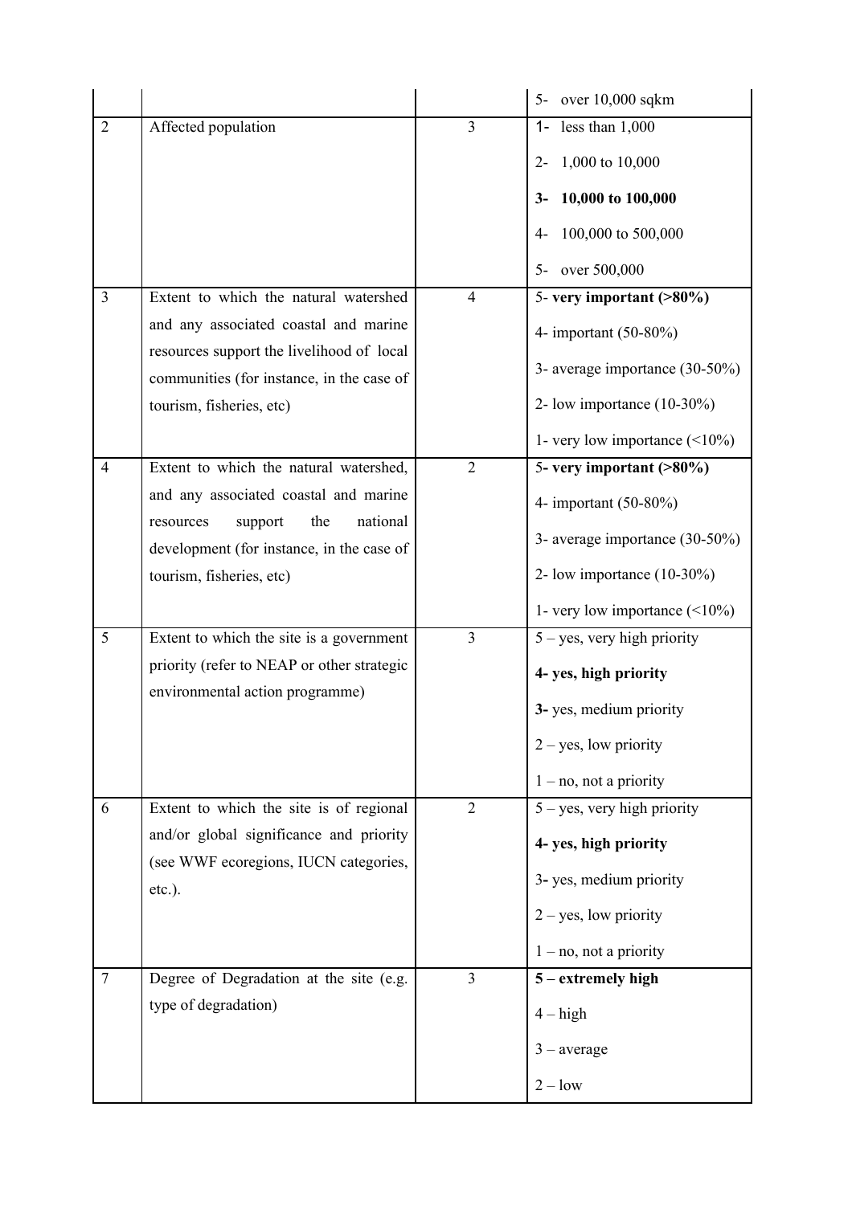| | | | |
|---|---|---|---|
| | | | 5- over 10,000 sqkm |
| 2 | Affected population | 3 | 1- less than 1,000<br><br>2- 1,000 to 10,000<br><br>**3- 10,000 to 100,000**<br><br>4- 100,000 to 500,000<br><br>5- over 500,000 |
| 3 | Extent to which the natural watershed and any associated coastal and marine resources support the livelihood of local communities (for instance, in the case of tourism, fisheries, etc) | 4 | 5- **very important (>80%)**<br><br>4- important (50-80%)<br><br>3- average importance (30-50%)<br><br>2- low importance (10-30%)<br><br>1- very low importance (<10%) |
| 4 | Extent to which the natural watershed, and any associated coastal and marine resources support the national development (for instance, in the case of tourism, fisheries, etc) | 2 | **5- very important (>80%)**<br><br>4- important (50-80%)<br><br>3- average importance (30-50%)<br><br>2- low importance (10-30%)<br><br>1- very low importance (<10%) |
| 5 | Extent to which the site is a government priority (refer to NEAP or other strategic environmental action programme) | 3 | 5 – yes, very high priority<br><br>**4- yes, high priority**<br><br>**3-** yes, medium priority<br><br>2 – yes, low priority<br><br>1 – no, not a priority |
| 6 | Extent to which the site is of regional and/or global significance and priority (see WWF ecoregions, IUCN categories, etc.). | 2 | 5 – yes, very high priority<br><br>**4- yes, high priority**<br><br>3**-** yes, medium priority<br><br>2 – yes, low priority<br><br>1 – no, not a priority |
| 7 | Degree of Degradation at the site (e.g. type of degradation) | 3 | **5 – extremely high**<br><br>4 – high<br><br>3 – average<br><br>2 – low |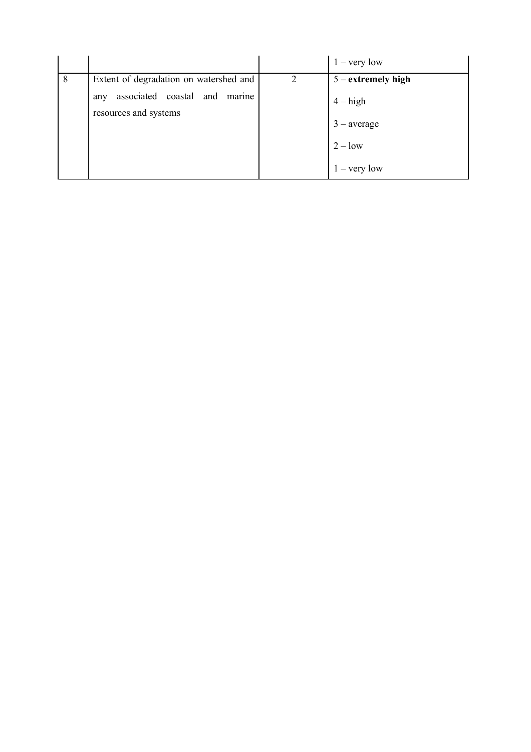| | | | 1 – very low |
|---|---|---|---|
| 8 | Extent of degradation on watershed and any associated coastal and marine resources and systems | 2 | **5 – extremely high**<br>4 – high<br>3 – average<br>2 – low<br>1 – very low |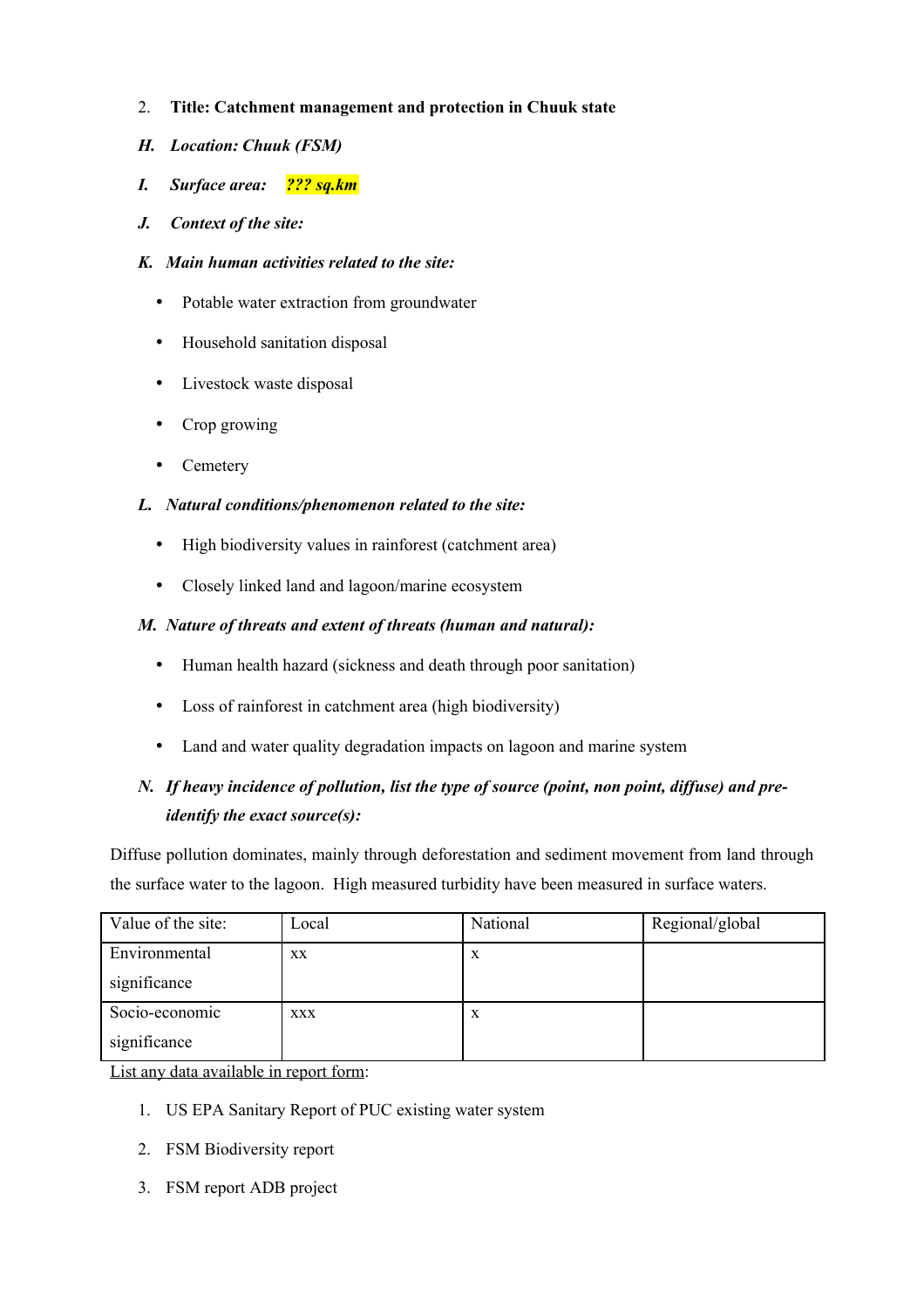2. **Title: Catchment management and protection in Chuuk state**

H. ***Location: Chuuk (FSM)***

I. ***Surface area:*** ***??? sq.km***

J. ***Context of the site:***

K. ***Main human activities related to the site:***

- Potable water extraction from groundwater
- Household sanitation disposal
- Livestock waste disposal
- Crop growing
- Cemetery

L. ***Natural conditions/phenomenon related to the site:***

- High biodiversity values in rainforest (catchment area)
- Closely linked land and lagoon/marine ecosystem

M. ***Nature of threats and extent of threats (human and natural):***

- Human health hazard (sickness and death through poor sanitation)
- Loss of rainforest in catchment area (high biodiversity)
- Land and water quality degradation impacts on lagoon and marine system

N. ***If heavy incidence of pollution, list the type of source (point, non point, diffuse) and pre-identify the exact source(s):***

Diffuse pollution dominates, mainly through deforestation and sediment movement from land through the surface water to the lagoon. High measured turbidity have been measured in surface waters.

| Value of the site: | Local | National | Regional/global |
|---|---|---|---|
| Environmental significance | xx | x | |
| Socio-economic significance | xxx | x | |

List any data available in report form:

1. US EPA Sanitary Report of PUC existing water system
2. FSM Biodiversity report
3. FSM report ADB project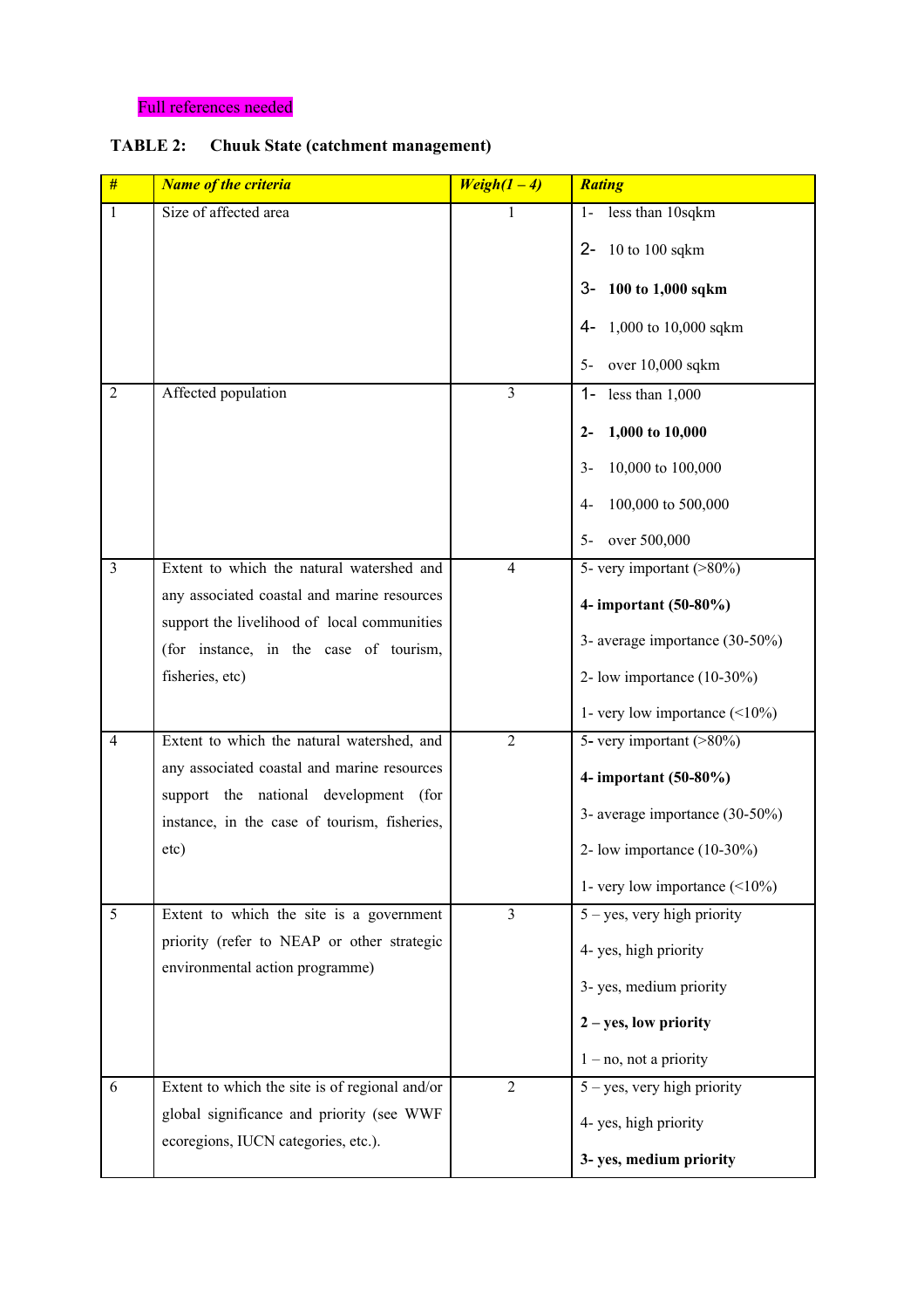Full references needed

**TABLE 2: Chuuk State (catchment management)**

| # | *Name of the criteria* | *Weigh(1 – 4)* | *Rating* |
|---|---|---|---|
| 1 | Size of affected area | 1 | 1- less than 10sqkm<br>2- 10 to 100 sqkm<br>**3- 100 to 1,000 sqkm**<br>4- 1,000 to 10,000 sqkm<br>5- over 10,000 sqkm |
| 2 | Affected population | 3 | 1- less than 1,000<br>**2- 1,000 to 10,000**<br>3- 10,000 to 100,000<br>4- 100,000 to 500,000<br>5- over 500,000 |
| 3 | Extent to which the natural watershed and any associated coastal and marine resources support the livelihood of local communities (for instance, in the case of tourism, fisheries, etc) | 4 | 5- very important (>80%)<br>**4- important (50-80%)**<br>3- average importance (30-50%)<br>2- low importance (10-30%)<br>1- very low importance (<10%) |
| 4 | Extent to which the natural watershed, and any associated coastal and marine resources support the national development (for instance, in the case of tourism, fisheries, etc) | 2 | 5- very important (>80%)<br>**4- important (50-80%)**<br>3- average importance (30-50%)<br>2- low importance (10-30%)<br>1- very low importance (<10%) |
| 5 | Extent to which the site is a government priority (refer to NEAP or other strategic environmental action programme) | 3 | 5 – yes, very high priority<br>4- yes, high priority<br>3- yes, medium priority<br>**2 – yes, low priority**<br>1 – no, not a priority |
| 6 | Extent to which the site is of regional and/or global significance and priority (see WWF ecoregions, IUCN categories, etc.). | 2 | 5 – yes, very high priority<br>4- yes, high priority<br>**3- yes, medium priority** |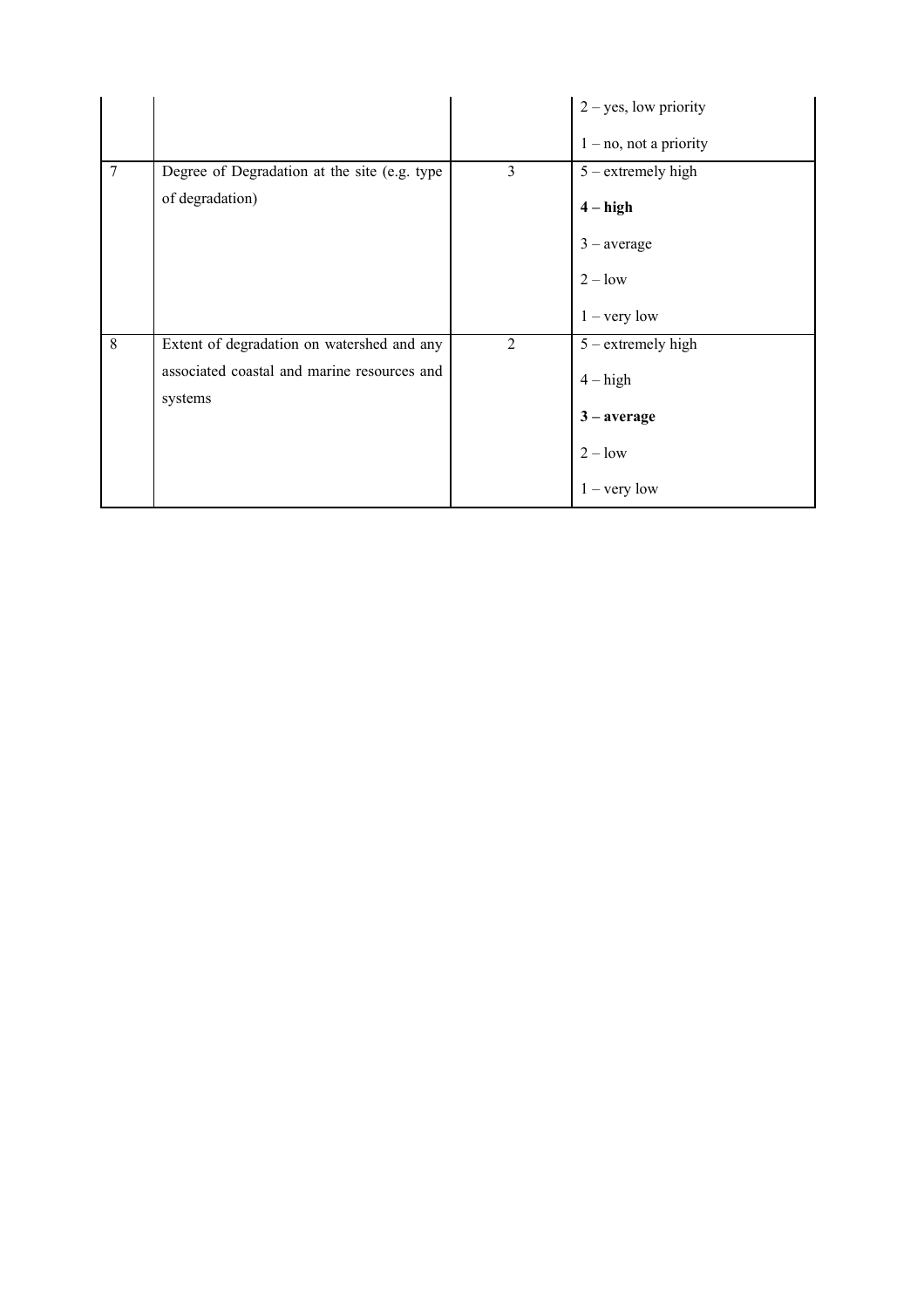| | | | |
|---|---|---|---|
| | | | 2 – yes, low priority<br>1 – no, not a priority |
| 7 | Degree of Degradation at the site (e.g. type of degradation) | 3 | 5 – extremely high<br>**4 – high**<br>3 – average<br>2 – low<br>1 – very low |
| 8 | Extent of degradation on watershed and any associated coastal and marine resources and systems | 2 | 5 – extremely high<br>4 – high<br>**3 – average**<br>2 – low<br>1 – very low |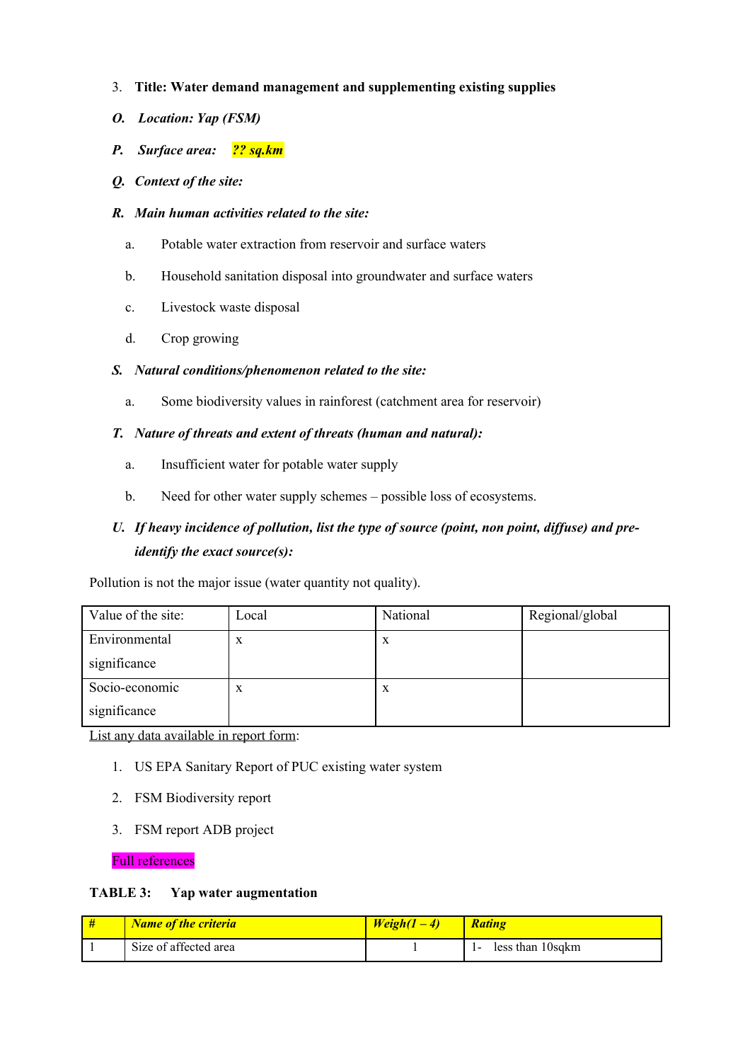3. **Title: Water demand management and supplementing existing supplies**

***O. Location: Yap (FSM)***

***P. Surface area: ?? sq.km***

***Q. Context of the site:***

***R. Main human activities related to the site:***

a. Potable water extraction from reservoir and surface waters

b. Household sanitation disposal into groundwater and surface waters

c. Livestock waste disposal

d. Crop growing

***S. Natural conditions/phenomenon related to the site:***

a. Some biodiversity values in rainforest (catchment area for reservoir)

***T. Nature of threats and extent of threats (human and natural):***

a. Insufficient water for potable water supply

b. Need for other water supply schemes – possible loss of ecosystems.

***U. If heavy incidence of pollution, list the type of source (point, non point, diffuse) and pre-identify the exact source(s):***

Pollution is not the major issue (water quantity not quality).

| Value of the site: | Local | National | Regional/global |
|---|---|---|---|
| Environmental significance | x | x | |
| Socio-economic significance | x | x | |

List any data available in report form:

1. US EPA Sanitary Report of PUC existing water system
2. FSM Biodiversity report
3. FSM report ADB project

Full references

**TABLE 3: Yap water augmentation**

| # | Name of the criteria | Weigh(1 – 4) | Rating |
|---|---|---|---|
| 1 | Size of affected area | 1 | 1- less than 10sqkm |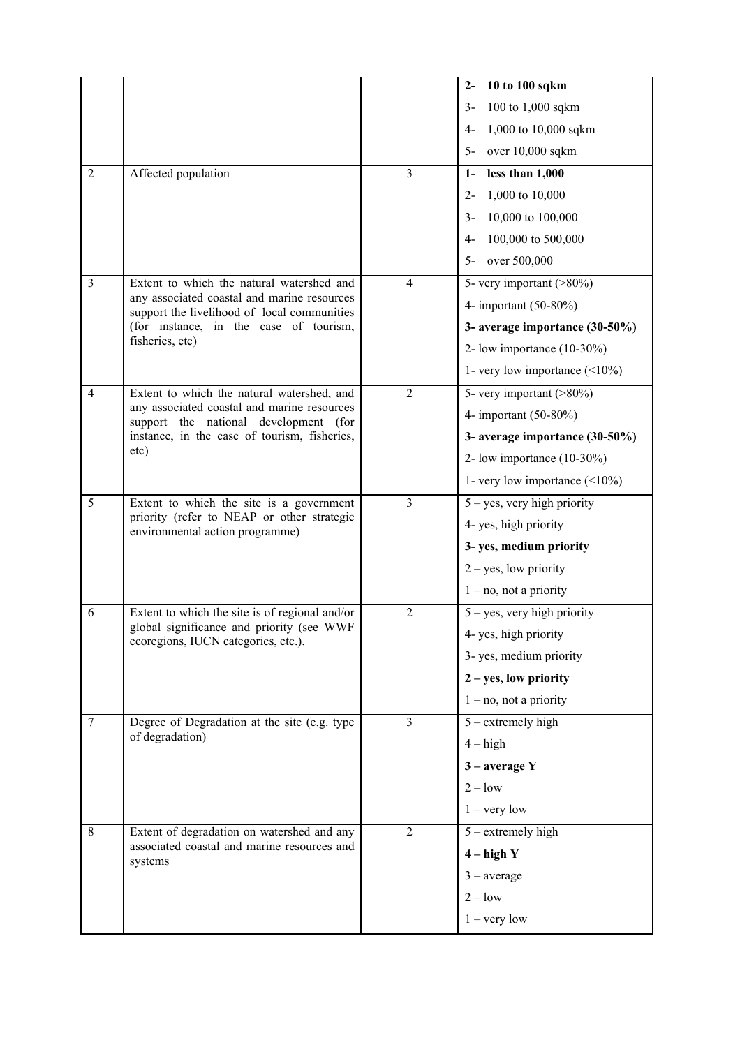| | | | **2- 10 to 100 sqkm**<br>3- 100 to 1,000 sqkm<br>4- 1,000 to 10,000 sqkm<br>5- over 10,000 sqkm |
|---|---|---|---|
| 2 | Affected population | 3 | **1- less than 1,000**<br>2- 1,000 to 10,000<br>3- 10,000 to 100,000<br>4- 100,000 to 500,000<br>5- over 500,000 |
| 3 | Extent to which the natural watershed and any associated coastal and marine resources support the livelihood of local communities (for instance, in the case of tourism, fisheries, etc) | 4 | 5- very important (>80%)<br>4- important (50-80%)<br>**3- average importance (30-50%)**<br>2- low importance (10-30%)<br>1- very low importance (<10%) |
| 4 | Extent to which the natural watershed, and any associated coastal and marine resources support the national development (for instance, in the case of tourism, fisheries, etc) | 2 | 5- very important (>80%)<br>4- important (50-80%)<br>**3- average importance (30-50%)**<br>2- low importance (10-30%)<br>1- very low importance (<10%) |
| 5 | Extent to which the site is a government priority (refer to NEAP or other strategic environmental action programme) | 3 | 5 – yes, very high priority<br>4- yes, high priority<br>**3- yes, medium priority**<br>2 – yes, low priority<br>1 – no, not a priority |
| 6 | Extent to which the site is of regional and/or global significance and priority (see WWF ecoregions, IUCN categories, etc.). | 2 | 5 – yes, very high priority<br>4- yes, high priority<br>3- yes, medium priority<br>**2 – yes, low priority**<br>1 – no, not a priority |
| 7 | Degree of Degradation at the site (e.g. type of degradation) | 3 | 5 – extremely high<br>4 – high<br>**3 – average Y**<br>2 – low<br>1 – very low |
| 8 | Extent of degradation on watershed and any associated coastal and marine resources and systems | 2 | 5 – extremely high<br>**4 – high Y**<br>3 – average<br>2 – low<br>1 – very low |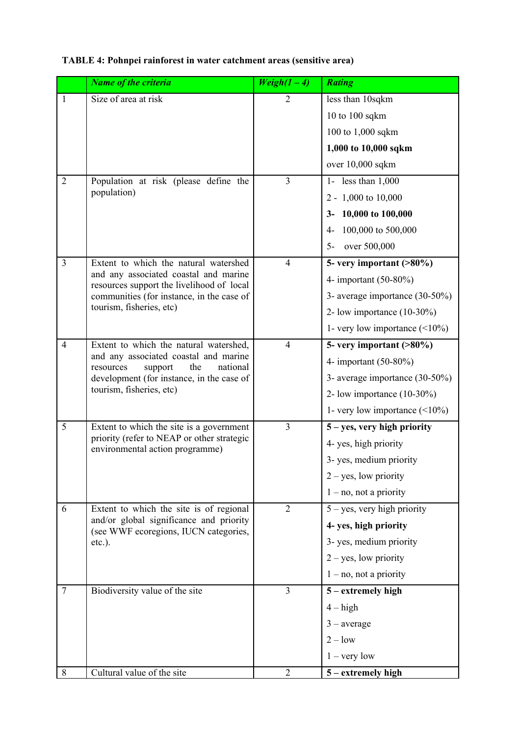**TABLE 4: Pohnpei rainforest in water catchment areas (sensitive area)**

| | *Name of the criteria* | *Weigh(1 – 4)* | *Rating* |
|---|---|---|---|
| 1 | Size of area at risk | 2 | less than 10sqkm<br>10 to 100 sqkm<br>100 to 1,000 sqkm<br>**1,000 to 10,000 sqkm**<br>over 10,000 sqkm |
| 2 | Population at risk (please define the population) | 3 | 1- less than 1,000<br>2 - 1,000 to 10,000<br>**3- 10,000 to 100,000**<br>4- 100,000 to 500,000<br>5- over 500,000 |
| 3 | Extent to which the natural watershed and any associated coastal and marine resources support the livelihood of local communities (for instance, in the case of tourism, fisheries, etc) | 4 | **5- very important (>80%)**<br>4- important (50-80%)<br>3- average importance (30-50%)<br>2- low importance (10-30%)<br>1- very low importance (<10%) |
| 4 | Extent to which the natural watershed, and any associated coastal and marine resources support the national development (for instance, in the case of tourism, fisheries, etc) | 4 | **5- very important (>80%)**<br>4- important (50-80%)<br>3- average importance (30-50%)<br>2- low importance (10-30%)<br>1- very low importance (<10%) |
| 5 | Extent to which the site is a government priority (refer to NEAP or other strategic environmental action programme) | 3 | **5 – yes, very high priority**<br>4- yes, high priority<br>3- yes, medium priority<br>2 – yes, low priority<br>1 – no, not a priority |
| 6 | Extent to which the site is of regional and/or global significance and priority (see WWF ecoregions, IUCN categories, etc.). | 2 | 5 – yes, very high priority<br>**4- yes, high priority**<br>3- yes, medium priority<br>2 – yes, low priority<br>1 – no, not a priority |
| 7 | Biodiversity value of the site | 3 | **5 – extremely high**<br>4 – high<br>3 – average<br>2 – low<br>1 – very low |
| 8 | Cultural value of the site | 2 | **5 – extremely high** |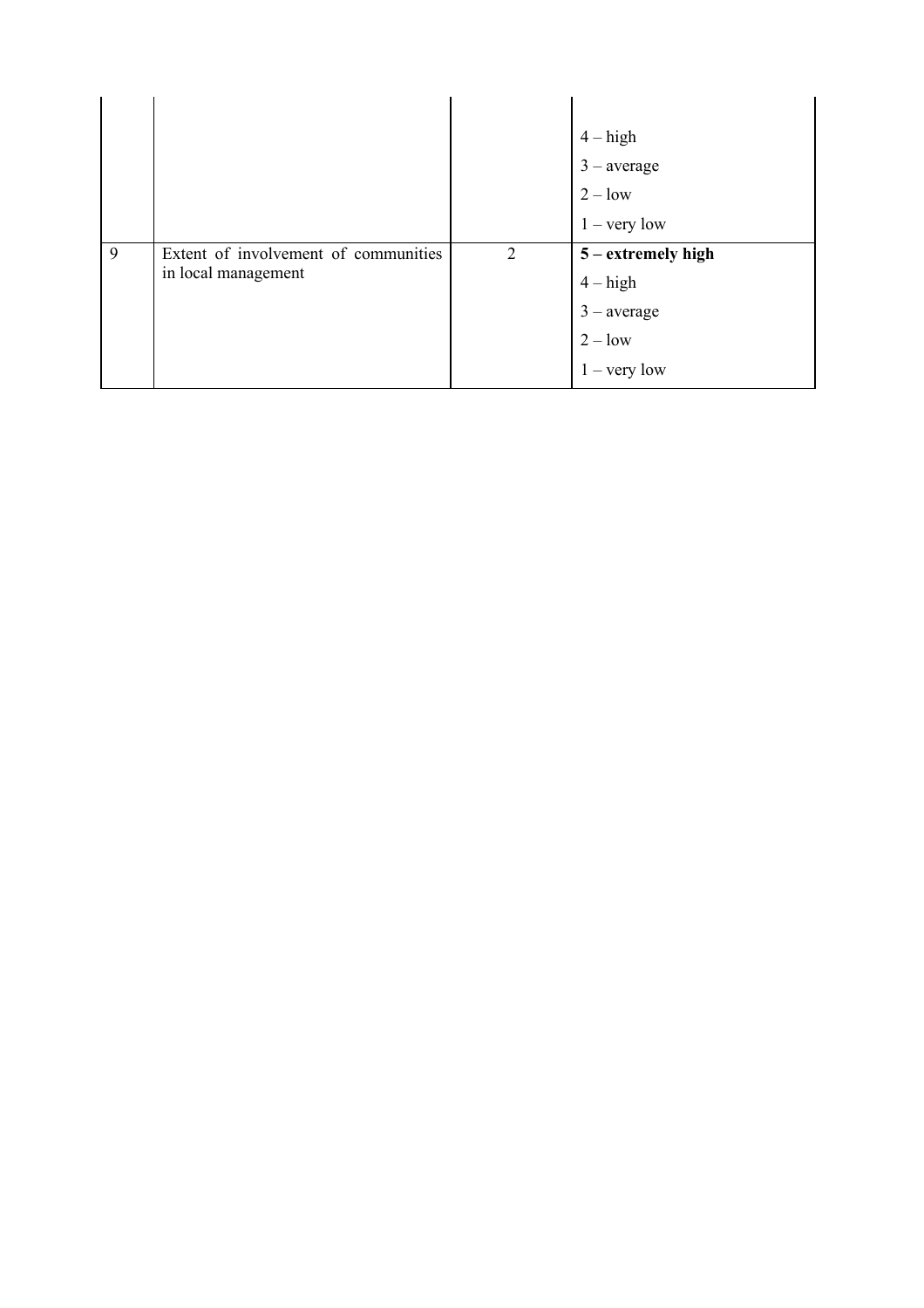| | | | |
|---|---|---|---|
| | | | 4 – high<br>3 – average<br>2 – low<br>1 – very low |
| 9 | Extent of involvement of communities in local management | 2 | **5 – extremely high**<br>4 – high<br>3 – average<br>2 – low<br>1 – very low |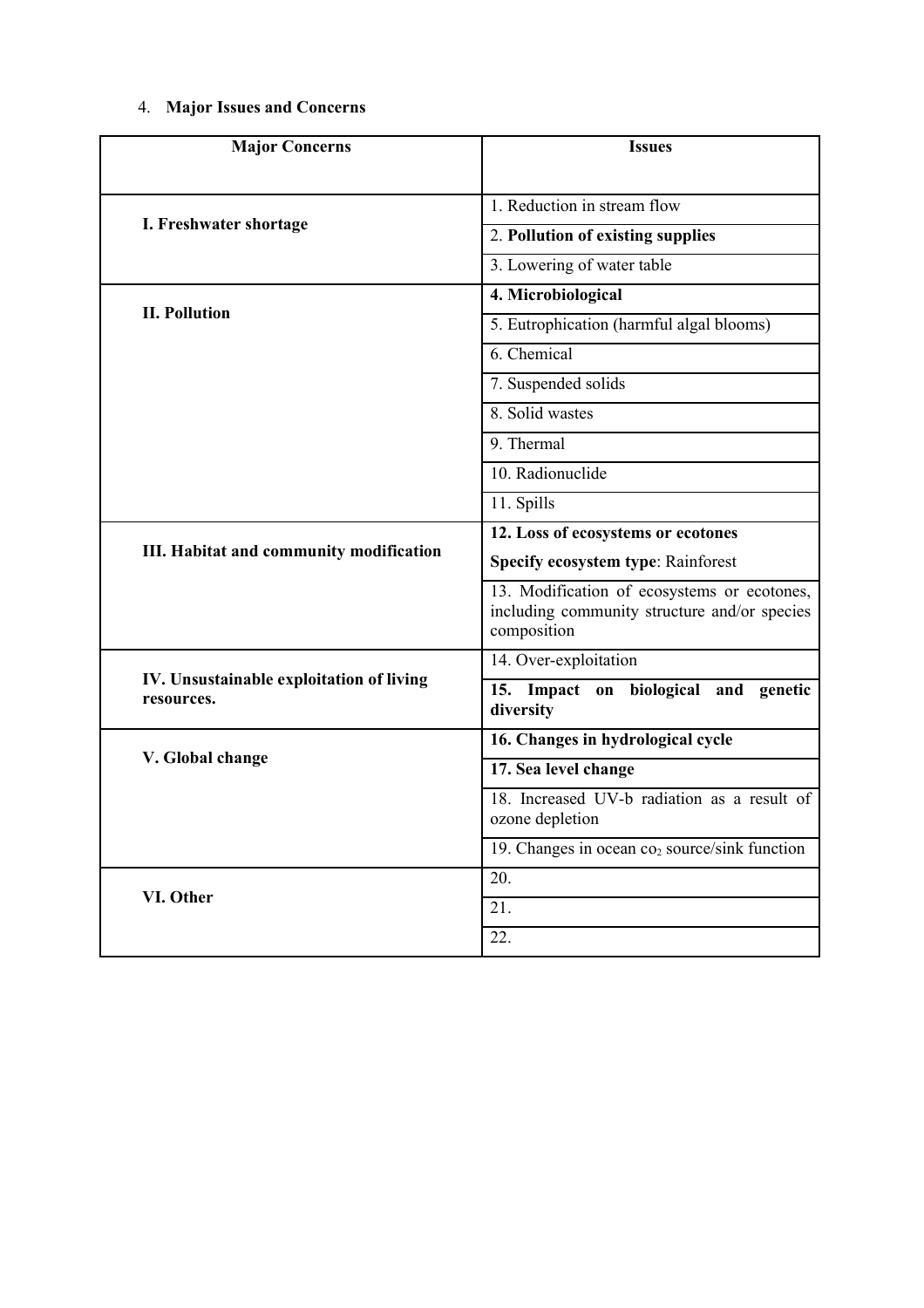4. **Major Issues and Concerns**

| Major Concerns | Issues |
| --- | --- |
| **I. Freshwater shortage** | 1. Reduction in stream flow |
| | 2. **Pollution of existing supplies** |
| | 3. Lowering of water table |
| **II. Pollution** | **4. Microbiological** |
| | 5. Eutrophication (harmful algal blooms) |
| | 6. Chemical |
| | 7. Suspended solids |
| | 8. Solid wastes |
| | 9. Thermal |
| | 10. Radionuclide |
| | 11. Spills |
| **III. Habitat and community modification** | **12. Loss of ecosystems or ecotones** **Specify ecosystem type**: Rainforest |
| | 13. Modification of ecosystems or ecotones, including community structure and/or species composition |
| **IV. Unsustainable exploitation of living resources.** | 14. Over-exploitation |
| | **15. Impact on biological and genetic diversity** |
| **V. Global change** | **16. Changes in hydrological cycle** |
| | **17. Sea level change** |
| | 18. Increased UV-b radiation as a result of ozone depletion |
| | 19. Changes in ocean $co_2$ source/sink function |
| **VI. Other** | 20. |
| | 21. |
| | 22. |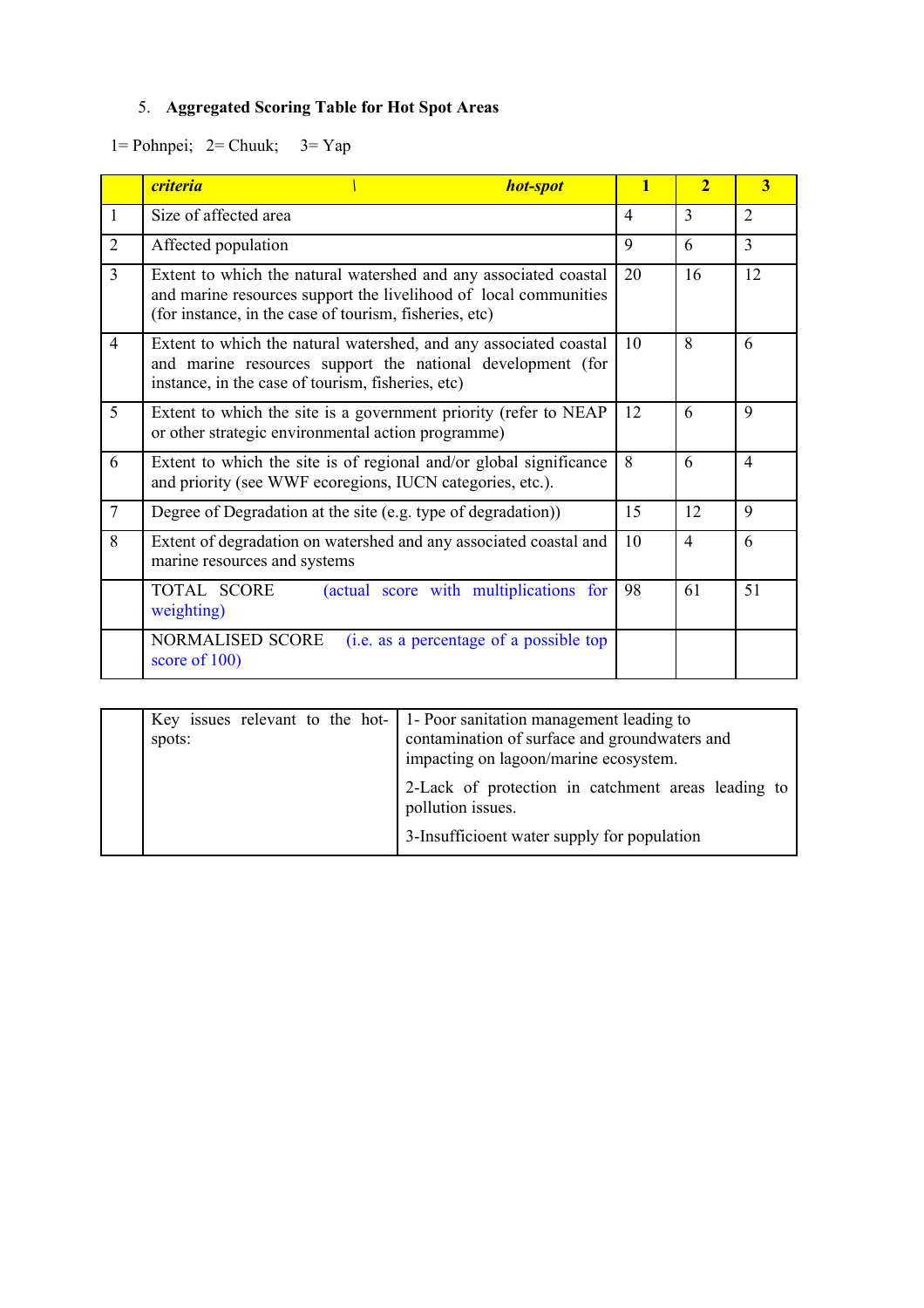5. **Aggregated Scoring Table for Hot Spot Areas**

1= Pohnpei; 2= Chuuk; 3= Yap

| | *criteria \ hot-spot* | 1 | 2 | 3 |
|---|---|---|---|---|
| 1 | Size of affected area | 4 | 3 | 2 |
| 2 | Affected population | 9 | 6 | 3 |
| 3 | Extent to which the natural watershed and any associated coastal and marine resources support the livelihood of local communities (for instance, in the case of tourism, fisheries, etc) | 20 | 16 | 12 |
| 4 | Extent to which the natural watershed, and any associated coastal and marine resources support the national development (for instance, in the case of tourism, fisheries, etc) | 10 | 8 | 6 |
| 5 | Extent to which the site is a government priority (refer to NEAP or other strategic environmental action programme) | 12 | 6 | 9 |
| 6 | Extent to which the site is of regional and/or global significance and priority (see WWF ecoregions, IUCN categories, etc.). | 8 | 6 | 4 |
| 7 | Degree of Degradation at the site (e.g. type of degradation)) | 15 | 12 | 9 |
| 8 | Extent of degradation on watershed and any associated coastal and marine resources and systems | 10 | 4 | 6 |
| | TOTAL SCORE (actual score with multiplications for weighting) | 98 | 61 | 51 |
| | NORMALISED SCORE (i.e. as a percentage of a possible top score of 100) | | | |

| | Key issues relevant to the hot-spots: | 1- Poor sanitation management leading to contamination of surface and groundwaters and impacting on lagoon/marine ecosystem.<br><br>2-Lack of protection in catchment areas leading to pollution issues.<br><br>3-Insufficioent water supply for population |
|---|---|---|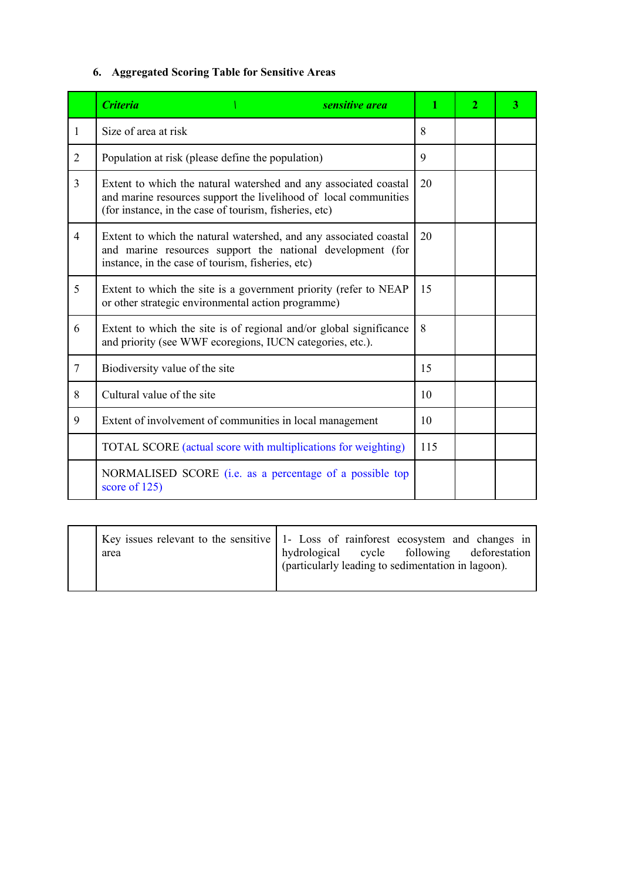### 6. Aggregated Scoring Table for Sensitive Areas

| | *Criteria \ sensitive area* | 1 | 2 | 3 |
|---|---|---|---|---|
| 1 | Size of area at risk | 8 | | |
| 2 | Population at risk (please define the population) | 9 | | |
| 3 | Extent to which the natural watershed and any associated coastal and marine resources support the livelihood of local communities (for instance, in the case of tourism, fisheries, etc) | 20 | | |
| 4 | Extent to which the natural watershed, and any associated coastal and marine resources support the national development (for instance, in the case of tourism, fisheries, etc) | 20 | | |
| 5 | Extent to which the site is a government priority (refer to NEAP or other strategic environmental action programme) | 15 | | |
| 6 | Extent to which the site is of regional and/or global significance and priority (see WWF ecoregions, IUCN categories, etc.). | 8 | | |
| 7 | Biodiversity value of the site | 15 | | |
| 8 | Cultural value of the site | 10 | | |
| 9 | Extent of involvement of communities in local management | 10 | | |
| | TOTAL SCORE (actual score with multiplications for weighting) | 115 | | |
| | NORMALISED SCORE (i.e. as a percentage of a possible top score of 125) | | | |

| | | |
|---|---|---|
| | Key issues relevant to the sensitive area | 1- Loss of rainforest ecosystem and changes in hydrological cycle following deforestation (particularly leading to sedimentation in lagoon). |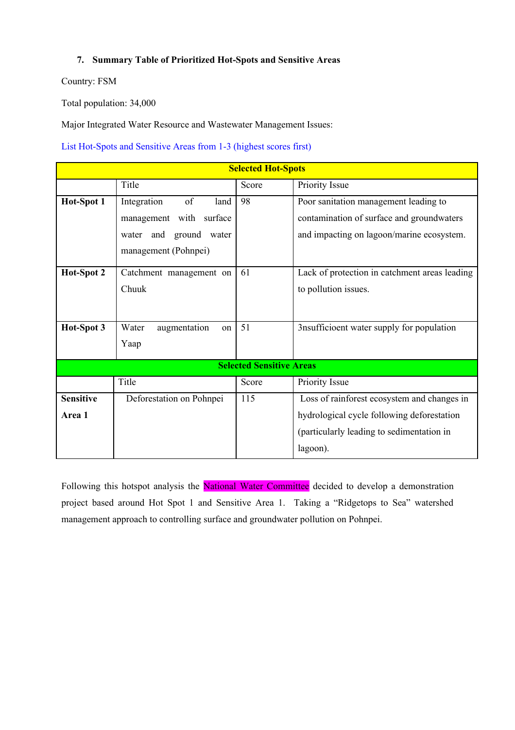### 7. Summary Table of Prioritized Hot-Spots and Sensitive Areas

Country: FSM

Total population: 34,000

Major Integrated Water Resource and Wastewater Management Issues:

List Hot-Spots and Sensitive Areas from 1-3 (highest scores first)

| Selected Hot-Spots | | | |
|---|---|---|---|
| | Title | Score | Priority Issue |
| **Hot-Spot 1** | Integration of land management with surface water and ground water management (Pohnpei) | 98 | Poor sanitation management leading to contamination of surface and groundwaters and impacting on lagoon/marine ecosystem. |
| **Hot-Spot 2** | Catchment management on Chuuk | 61 | Lack of protection in catchment areas leading to pollution issues. |
| **Hot-Spot 3** | Water augmentation on Yaap | 51 | 3nsufficioent water supply for population |
| **Selected Sensitive Areas** | | | |
| | Title | Score | Priority Issue |
| **Sensitive Area 1** | Deforestation on Pohnpei | 115 | Loss of rainforest ecosystem and changes in hydrological cycle following deforestation (particularly leading to sedimentation in lagoon). |

Following this hotspot analysis the National Water Committee decided to develop a demonstration project based around Hot Spot 1 and Sensitive Area 1. Taking a "Ridgetops to Sea" watershed management approach to controlling surface and groundwater pollution on Pohnpei.